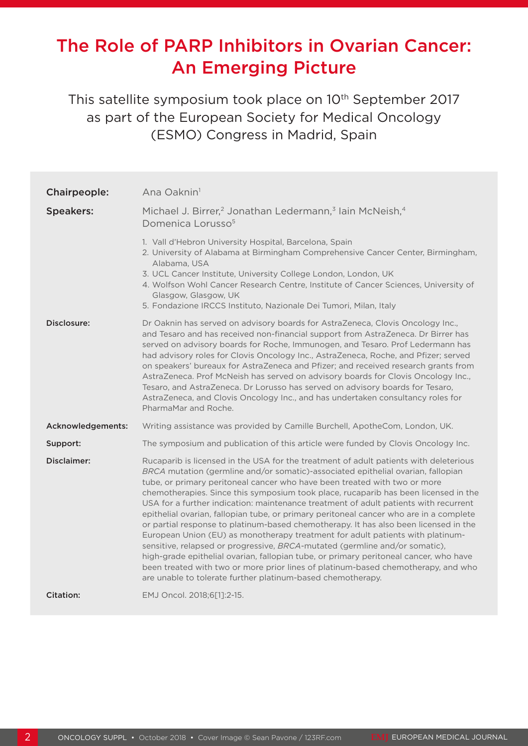# The Role of PARP Inhibitors in Ovarian Cancer: An Emerging Picture

This satellite symposium took place on 10th September 2017 as part of the European Society for Medical Oncology (ESMO) Congress in Madrid, Spain

**Chairpeople:** Ana Oaknin[1]

**Speakers:** Michael J. Birrer,[2] Jonathan Ledermann,[3] Iain McNeish,[4] Domenica Lorusso[5]

1. Vall d'Hebron University Hospital, Barcelona, Spain
2. University of Alabama at Birmingham Comprehensive Cancer Center, Birmingham, Alabama, USA
3. UCL Cancer Institute, University College London, London, UK
4. Wolfson Wohl Cancer Research Centre, Institute of Cancer Sciences, University of Glasgow, Glasgow, UK
5. Fondazione IRCCS Instituto, Nazionale Dei Tumori, Milan, Italy

**Disclosure:** Dr Oaknin has served on advisory boards for AstraZeneca, Clovis Oncology Inc., and Tesaro and has received non-financial support from AstraZeneca. Dr Birrer has served on advisory boards for Roche, Immunogen, and Tesaro. Prof Ledermann has had advisory roles for Clovis Oncology Inc., AstraZeneca, Roche, and Pfizer; served on speakers' bureaux for AstraZeneca and Pfizer; and received research grants from AstraZeneca. Prof McNeish has served on advisory boards for Clovis Oncology Inc., Tesaro, and AstraZeneca. Dr Lorusso has served on advisory boards for Tesaro, AstraZeneca, and Clovis Oncology Inc., and has undertaken consultancy roles for PharmaMar and Roche.

**Acknowledgements:** Writing assistance was provided by Camille Burchell, ApotheCom, London, UK.

**Support:** The symposium and publication of this article were funded by Clovis Oncology Inc.

**Disclaimer:** Rucaparib is licensed in the USA for the treatment of adult patients with deleterious *BRCA* mutation (germline and/or somatic)-associated epithelial ovarian, fallopian tube, or primary peritoneal cancer who have been treated with two or more chemotherapies. Since this symposium took place, rucaparib has been licensed in the USA for a further indication: maintenance treatment of adult patients with recurrent epithelial ovarian, fallopian tube, or primary peritoneal cancer who are in a complete or partial response to platinum-based chemotherapy. It has also been licensed in the European Union (EU) as monotherapy treatment for adult patients with platinum-sensitive, relapsed or progressive, *BRCA*-mutated (germline and/or somatic), high-grade epithelial ovarian, fallopian tube, or primary peritoneal cancer, who have been treated with two or more prior lines of platinum-based chemotherapy, and who are unable to tolerate further platinum-based chemotherapy.

**Citation:** EMJ Oncol. 2018;6[1]:2-15.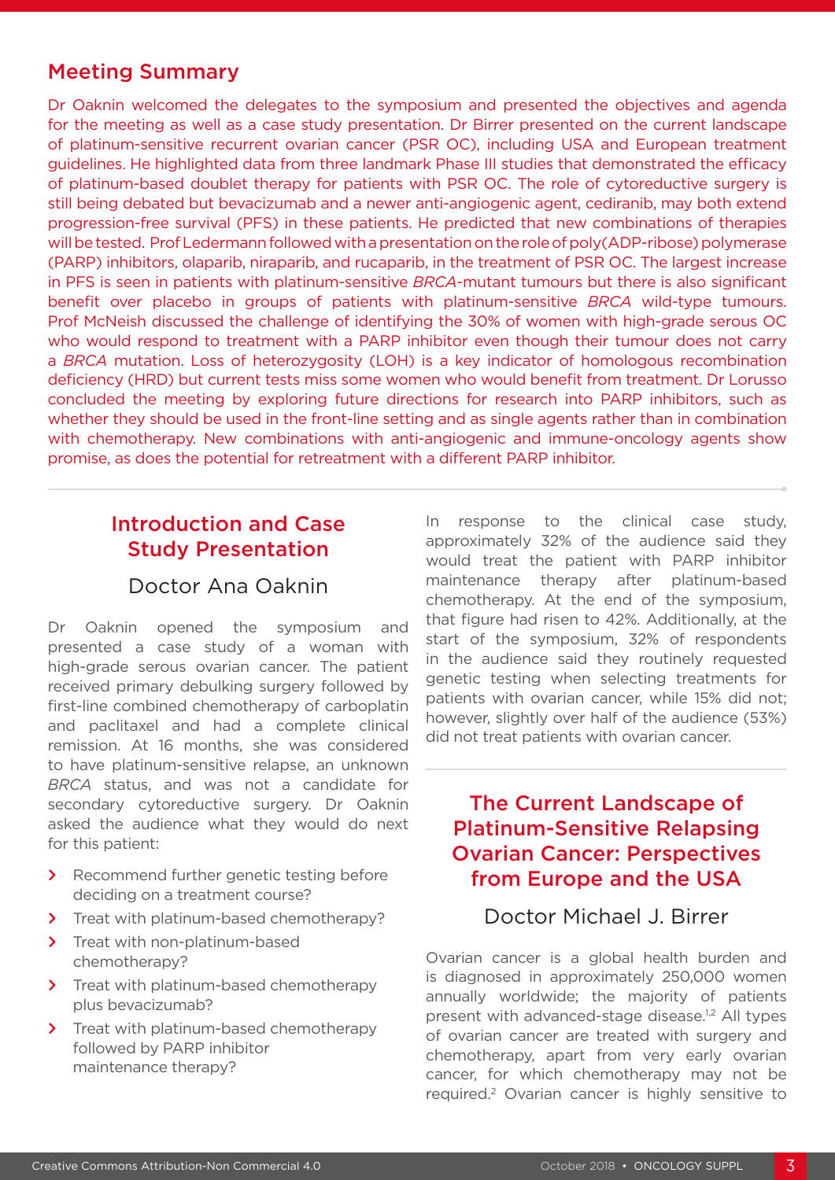## Meeting Summary

Dr Oaknin welcomed the delegates to the symposium and presented the objectives and agenda for the meeting as well as a case study presentation. Dr Birrer presented on the current landscape of platinum-sensitive recurrent ovarian cancer (PSR OC), including USA and European treatment guidelines. He highlighted data from three landmark Phase III studies that demonstrated the efficacy of platinum-based doublet therapy for patients with PSR OC. The role of cytoreductive surgery is still being debated but bevacizumab and a newer anti-angiogenic agent, cediranib, may both extend progression-free survival (PFS) in these patients. He predicted that new combinations of therapies will be tested. Prof Ledermann followed with a presentation on the role of poly(ADP-ribose) polymerase (PARP) inhibitors, olaparib, niraparib, and rucaparib, in the treatment of PSR OC. The largest increase in PFS is seen in patients with platinum-sensitive *BRCA*-mutant tumours but there is also significant benefit over placebo in groups of patients with platinum-sensitive *BRCA* wild-type tumours. Prof McNeish discussed the challenge of identifying the 30% of women with high-grade serous OC who would respond to treatment with a PARP inhibitor even though their tumour does not carry a *BRCA* mutation. Loss of heterozygosity (LOH) is a key indicator of homologous recombination deficiency (HRD) but current tests miss some women who would benefit from treatment. Dr Lorusso concluded the meeting by exploring future directions for research into PARP inhibitors, such as whether they should be used in the front-line setting and as single agents rather than in combination with chemotherapy. New combinations with anti-angiogenic and immune-oncology agents show promise, as does the potential for retreatment with a different PARP inhibitor.

## Introduction and Case Study Presentation

### Doctor Ana Oaknin

Dr Oaknin opened the symposium and presented a case study of a woman with high-grade serous ovarian cancer. The patient received primary debulking surgery followed by first-line combined chemotherapy of carboplatin and paclitaxel and had a complete clinical remission. At 16 months, she was considered to have platinum-sensitive relapse, an unknown *BRCA* status, and was not a candidate for secondary cytoreductive surgery. Dr Oaknin asked the audience what they would do next for this patient:

- Recommend further genetic testing before deciding on a treatment course?
- Treat with platinum-based chemotherapy?
- Treat with non-platinum-based chemotherapy?
- Treat with platinum-based chemotherapy plus bevacizumab?
- Treat with platinum-based chemotherapy followed by PARP inhibitor maintenance therapy?

In response to the clinical case study, approximately 32% of the audience said they would treat the patient with PARP inhibitor maintenance therapy after platinum-based chemotherapy. At the end of the symposium, that figure had risen to 42%. Additionally, at the start of the symposium, 32% of respondents in the audience said they routinely requested genetic testing when selecting treatments for patients with ovarian cancer, while 15% did not; however, slightly over half of the audience (53%) did not treat patients with ovarian cancer.

## The Current Landscape of Platinum-Sensitive Relapsing Ovarian Cancer: Perspectives from Europe and the USA

### Doctor Michael J. Birrer

Ovarian cancer is a global health burden and is diagnosed in approximately 250,000 women annually worldwide; the majority of patients present with advanced-stage disease.[1,2] All types of ovarian cancer are treated with surgery and chemotherapy, apart from very early ovarian cancer, for which chemotherapy may not be required.[2] Ovarian cancer is highly sensitive to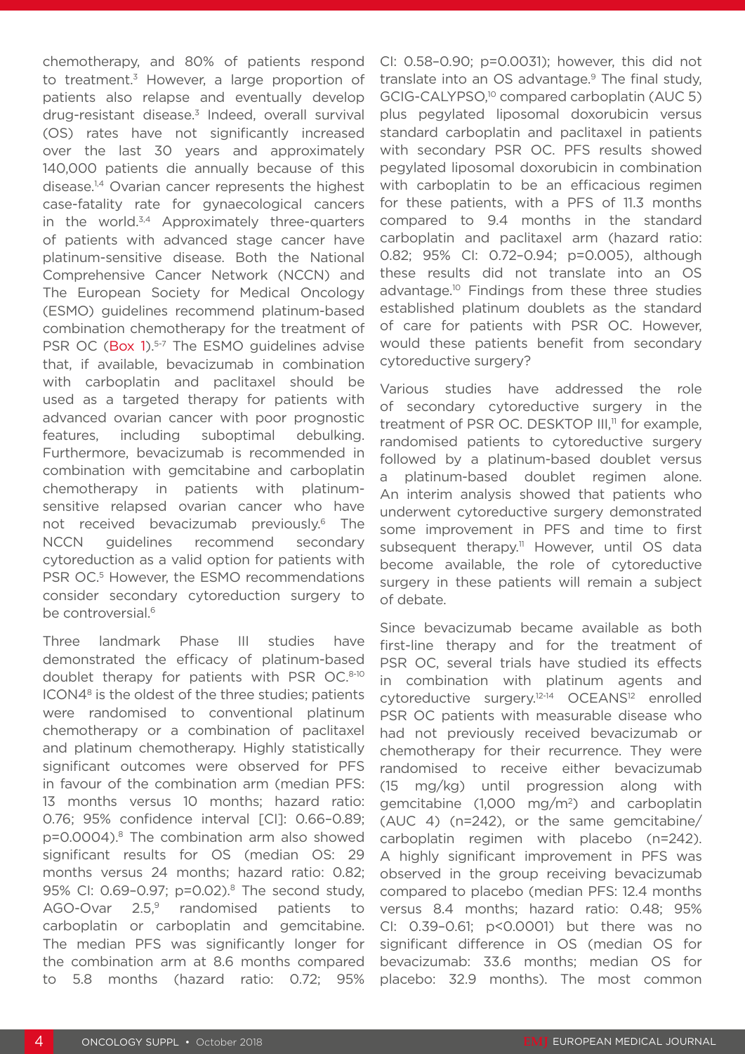chemotherapy, and 80% of patients respond to treatment.[3] However, a large proportion of patients also relapse and eventually develop drug-resistant disease.[3] Indeed, overall survival (OS) rates have not significantly increased over the last 30 years and approximately 140,000 patients die annually because of this disease.[1,4] Ovarian cancer represents the highest case-fatality rate for gynaecological cancers in the world.[3,4] Approximately three-quarters of patients with advanced stage cancer have platinum-sensitive disease. Both the National Comprehensive Cancer Network (NCCN) and The European Society for Medical Oncology (ESMO) guidelines recommend platinum-based combination chemotherapy for the treatment of PSR OC (Box 1).[5-7] The ESMO guidelines advise that, if available, bevacizumab in combination with carboplatin and paclitaxel should be used as a targeted therapy for patients with advanced ovarian cancer with poor prognostic features, including suboptimal debulking. Furthermore, bevacizumab is recommended in combination with gemcitabine and carboplatin chemotherapy in patients with platinum-sensitive relapsed ovarian cancer who have not received bevacizumab previously.[6] The NCCN guidelines recommend secondary cytoreduction as a valid option for patients with PSR OC.[5] However, the ESMO recommendations consider secondary cytoreduction surgery to be controversial.[6]

Three landmark Phase III studies have demonstrated the efficacy of platinum-based doublet therapy for patients with PSR OC.[8-10] ICON4[8] is the oldest of the three studies; patients were randomised to conventional platinum chemotherapy or a combination of paclitaxel and platinum chemotherapy. Highly statistically significant outcomes were observed for PFS in favour of the combination arm (median PFS: 13 months versus 10 months; hazard ratio: 0.76; 95% confidence interval [CI]: 0.66–0.89; p=0.0004).[8] The combination arm also showed significant results for OS (median OS: 29 months versus 24 months; hazard ratio: 0.82; 95% CI: 0.69–0.97; p=0.02).[8] The second study, AGO-Ovar 2.5,[9] randomised patients to carboplatin or carboplatin and gemcitabine. The median PFS was significantly longer for the combination arm at 8.6 months compared to 5.8 months (hazard ratio: 0.72; 95% CI: 0.58–0.90; p=0.0031); however, this did not translate into an OS advantage.[9] The final study, GCIG-CALYPSO,[10] compared carboplatin (AUC 5) plus pegylated liposomal doxorubicin versus standard carboplatin and paclitaxel in patients with secondary PSR OC. PFS results showed pegylated liposomal doxorubicin in combination with carboplatin to be an efficacious regimen for these patients, with a PFS of 11.3 months compared to 9.4 months in the standard carboplatin and paclitaxel arm (hazard ratio: 0.82; 95% CI: 0.72–0.94; p=0.005), although these results did not translate into an OS advantage.[10] Findings from these three studies established platinum doublets as the standard of care for patients with PSR OC. However, would these patients benefit from secondary cytoreductive surgery?

Various studies have addressed the role of secondary cytoreductive surgery in the treatment of PSR OC. DESKTOP III,[11] for example, randomised patients to cytoreductive surgery followed by a platinum-based doublet versus a platinum-based doublet regimen alone. An interim analysis showed that patients who underwent cytoreductive surgery demonstrated some improvement in PFS and time to first subsequent therapy.[11] However, until OS data become available, the role of cytoreductive surgery in these patients will remain a subject of debate.

Since bevacizumab became available as both first-line therapy and for the treatment of PSR OC, several trials have studied its effects in combination with platinum agents and cytoreductive surgery.[12-14] OCEANS[12] enrolled PSR OC patients with measurable disease who had not previously received bevacizumab or chemotherapy for their recurrence. They were randomised to receive either bevacizumab (15 mg/kg) until progression along with gemcitabine (1,000 mg/m$^2$) and carboplatin (AUC 4) (n=242), or the same gemcitabine/carboplatin regimen with placebo (n=242). A highly significant improvement in PFS was observed in the group receiving bevacizumab compared to placebo (median PFS: 12.4 months versus 8.4 months; hazard ratio: 0.48; 95% CI: 0.39–0.61; p<0.0001) but there was no significant difference in OS (median OS for bevacizumab: 33.6 months; median OS for placebo: 32.9 months). The most common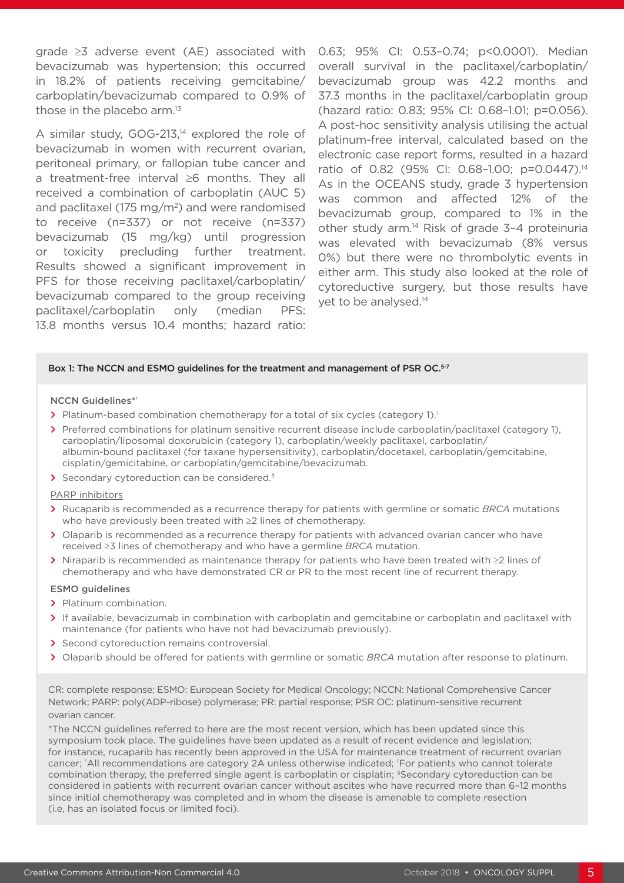grade ≥3 adverse event (AE) associated with bevacizumab was hypertension; this occurred in 18.2% of patients receiving gemcitabine/carboplatin/bevacizumab compared to 0.9% of those in the placebo arm.[13]

A similar study, GOG-213,[14] explored the role of bevacizumab in women with recurrent ovarian, peritoneal primary, or fallopian tube cancer and a treatment-free interval ≥6 months. They all received a combination of carboplatin (AUC 5) and paclitaxel (175 mg/m$^2$) and were randomised to receive (n=337) or not receive (n=337) bevacizumab (15 mg/kg) until progression or toxicity precluding further treatment. Results showed a significant improvement in PFS for those receiving paclitaxel/carboplatin/bevacizumab compared to the group receiving paclitaxel/carboplatin only (median PFS: 13.8 months versus 10.4 months; hazard ratio: 0.63; 95% CI: 0.53–0.74; p<0.0001). Median overall survival in the paclitaxel/carboplatin/bevacizumab group was 42.2 months and 37.3 months in the paclitaxel/carboplatin group (hazard ratio: 0.83; 95% CI: 0.68–1.01; p=0.056). A post-hoc sensitivity analysis utilising the actual platinum-free interval, calculated based on the electronic case report forms, resulted in a hazard ratio of 0.82 (95% CI: 0.68–1.00; p=0.0447).[14] As in the OCEANS study, grade 3 hypertension was common and affected 12% of the bevacizumab group, compared to 1% in the other study arm.[14] Risk of grade 3–4 proteinuria was elevated with bevacizumab (8% versus 0%) but there were no thrombolytic events in either arm. This study also looked at the role of cytoreductive surgery, but those results have yet to be analysed.[14]

**Box 1: The NCCN and ESMO guidelines for the treatment and management of PSR OC.[5-7]**

**NCCN Guidelines[*†]**

- Platinum-based combination chemotherapy for a total of six cycles (category 1).[‡]
- Preferred combinations for platinum sensitive recurrent disease include carboplatin/paclitaxel (category 1), carboplatin/liposomal doxorubicin (category 1), carboplatin/weekly paclitaxel, carboplatin/albumin-bound paclitaxel (for taxane hypersensitivity), carboplatin/docetaxel, carboplatin/gemcitabine, cisplatin/gemicitabine, or carboplatin/gemcitabine/bevacizumab.
- Secondary cytoreduction can be considered.[§]

PARP inhibitors

- Rucaparib is recommended as a recurrence therapy for patients with germline or somatic *BRCA* mutations who have previously been treated with ≥2 lines of chemotherapy.
- Olaparib is recommended as a recurrence therapy for patients with advanced ovarian cancer who have received ≥3 lines of chemotherapy and who have a germline *BRCA* mutation.
- Niraparib is recommended as maintenance therapy for patients who have been treated with ≥2 lines of chemotherapy and who have demonstrated CR or PR to the most recent line of recurrent therapy.

**ESMO guidelines**

- Platinum combination.
- If available, bevacizumab in combination with carboplatin and gemcitabine or carboplatin and paclitaxel with maintenance (for patients who have not had bevacizumab previously).
- Second cytoreduction remains controversial.
- Olaparib should be offered for patients with germline or somatic *BRCA* mutation after response to platinum.

CR: complete response; ESMO: European Society for Medical Oncology; NCCN: National Comprehensive Cancer Network; PARP: poly(ADP-ribose) polymerase; PR: partial response; PSR OC: platinum-sensitive recurrent ovarian cancer.

*The NCCN guidelines referred to here are the most recent version, which has been updated since this symposium took place. The guidelines have been updated as a result of recent evidence and legislation; for instance, rucaparib has recently been approved in the USA for maintenance treatment of recurrent ovarian cancer; †All recommendations are category 2A unless otherwise indicated; ‡For patients who cannot tolerate combination therapy, the preferred single agent is carboplatin or cisplatin; §Secondary cytoreduction can be considered in patients with recurrent ovarian cancer without ascites who have recurred more than 6–12 months since initial chemotherapy was completed and in whom the disease is amenable to complete resection (i.e, has an isolated focus or limited foci).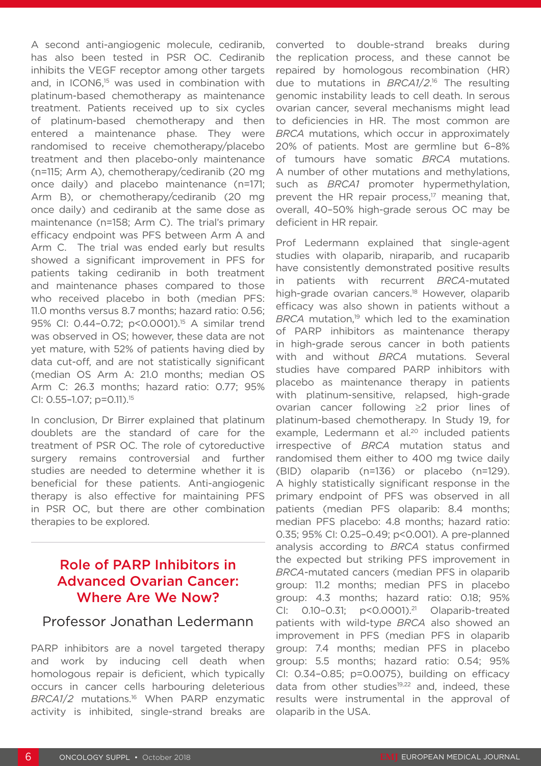A second anti-angiogenic molecule, cediranib, has also been tested in PSR OC. Cediranib inhibits the VEGF receptor among other targets and, in ICON6,[15] was used in combination with platinum-based chemotherapy as maintenance treatment. Patients received up to six cycles of platinum-based chemotherapy and then entered a maintenance phase. They were randomised to receive chemotherapy/placebo treatment and then placebo-only maintenance (n=115; Arm A), chemotherapy/cediranib (20 mg once daily) and placebo maintenance (n=171; Arm B), or chemotherapy/cediranib (20 mg once daily) and cediranib at the same dose as maintenance (n=158; Arm C). The trial's primary efficacy endpoint was PFS between Arm A and Arm C. The trial was ended early but results showed a significant improvement in PFS for patients taking cediranib in both treatment and maintenance phases compared to those who received placebo in both (median PFS: 11.0 months versus 8.7 months; hazard ratio: 0.56; 95% CI: 0.44–0.72; $p<0.0001$).[15] A similar trend was observed in OS; however, these data are not yet mature, with 52% of patients having died by data cut-off, and are not statistically significant (median OS Arm A: 21.0 months; median OS Arm C: 26.3 months; hazard ratio: 0.77; 95% CI: 0.55–1.07; $p=0.11$).[15]

In conclusion, Dr Birrer explained that platinum doublets are the standard of care for the treatment of PSR OC. The role of cytoreductive surgery remains controversial and further studies are needed to determine whether it is beneficial for these patients. Anti-angiogenic therapy is also effective for maintaining PFS in PSR OC, but there are other combination therapies to be explored.

## Role of PARP Inhibitors in Advanced Ovarian Cancer: Where Are We Now?

### Professor Jonathan Ledermann

PARP inhibitors are a novel targeted therapy and work by inducing cell death when homologous repair is deficient, which typically occurs in cancer cells harbouring deleterious *BRCA1/2* mutations.[16] When PARP enzymatic activity is inhibited, single-strand breaks are converted to double-strand breaks during the replication process, and these cannot be repaired by homologous recombination (HR) due to mutations in *BRCA1/2*.[16] The resulting genomic instability leads to cell death. In serous ovarian cancer, several mechanisms might lead to deficiencies in HR. The most common are *BRCA* mutations, which occur in approximately 20% of patients. Most are germline but 6–8% of tumours have somatic *BRCA* mutations. A number of other mutations and methylations, such as *BRCA1* promoter hypermethylation, prevent the HR repair process,[17] meaning that, overall, 40–50% high-grade serous OC may be deficient in HR repair.

Prof Ledermann explained that single-agent studies with olaparib, niraparib, and rucaparib have consistently demonstrated positive results in patients with recurrent *BRCA*-mutated high-grade ovarian cancers.[18] However, olaparib efficacy was also shown in patients without a *BRCA* mutation,[19] which led to the examination of PARP inhibitors as maintenance therapy in high-grade serous cancer in both patients with and without *BRCA* mutations. Several studies have compared PARP inhibitors with placebo as maintenance therapy in patients with platinum-sensitive, relapsed, high-grade ovarian cancer following ≥2 prior lines of platinum-based chemotherapy. In Study 19, for example, Ledermann et al.[20] included patients irrespective of *BRCA* mutation status and randomised them either to 400 mg twice daily (BID) olaparib (n=136) or placebo (n=129). A highly statistically significant response in the primary endpoint of PFS was observed in all patients (median PFS olaparib: 8.4 months; median PFS placebo: 4.8 months; hazard ratio: 0.35; 95% CI: 0.25–0.49; $p<0.001$). A pre-planned analysis according to *BRCA* status confirmed the expected but striking PFS improvement in *BRCA*-mutated cancers (median PFS in olaparib group: 11.2 months; median PFS in placebo group: 4.3 months; hazard ratio: 0.18; 95% CI: 0.10–0.31; $p<0.0001$).[21] Olaparib-treated patients with wild-type *BRCA* also showed an improvement in PFS (median PFS in olaparib group: 7.4 months; median PFS in placebo group: 5.5 months; hazard ratio: 0.54; 95% CI: 0.34–0.85; $p=0.0075$), building on efficacy data from other studies[19,22] and, indeed, these results were instrumental in the approval of olaparib in the USA.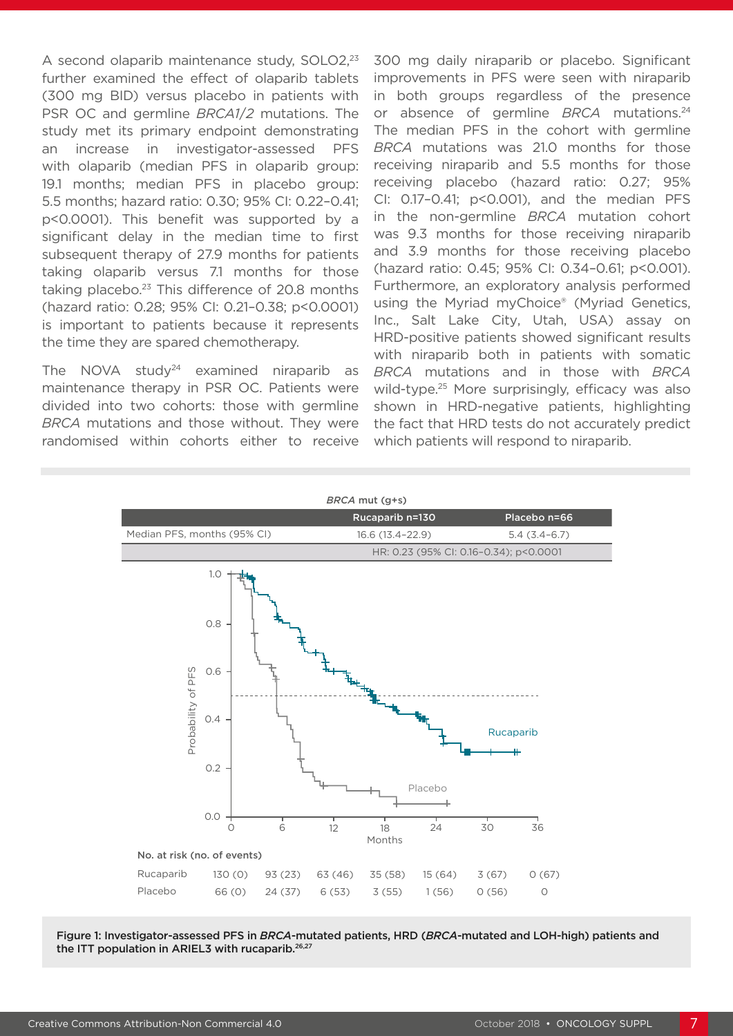A second olaparib maintenance study, SOLO2,[23] further examined the effect of olaparib tablets (300 mg BID) versus placebo in patients with PSR OC and germline *BRCA1/2* mutations. The study met its primary endpoint demonstrating an increase in investigator-assessed PFS with olaparib (median PFS in olaparib group: 19.1 months; median PFS in placebo group: 5.5 months; hazard ratio: 0.30; 95% CI: 0.22–0.41; p<0.0001). This benefit was supported by a significant delay in the median time to first subsequent therapy of 27.9 months for patients taking olaparib versus 7.1 months for those taking placebo.[23] This difference of 20.8 months (hazard ratio: 0.28; 95% CI: 0.21–0.38; p<0.0001) is important to patients because it represents the time they are spared chemotherapy.

The NOVA study[24] examined niraparib as maintenance therapy in PSR OC. Patients were divided into two cohorts: those with germline *BRCA* mutations and those without. They were randomised within cohorts either to receive 300 mg daily niraparib or placebo. Significant improvements in PFS were seen with niraparib in both groups regardless of the presence or absence of germline *BRCA* mutations.[24] The median PFS in the cohort with germline *BRCA* mutations was 21.0 months for those receiving niraparib and 5.5 months for those receiving placebo (hazard ratio: 0.27; 95% CI: 0.17–0.41; p<0.001), and the median PFS in the non-germline *BRCA* mutation cohort was 9.3 months for those receiving niraparib and 3.9 months for those receiving placebo (hazard ratio: 0.45; 95% CI: 0.34–0.61; p<0.001). Furthermore, an exploratory analysis performed using the Myriad myChoice® (Myriad Genetics, Inc., Salt Lake City, Utah, USA) assay on HRD-positive patients showed significant results with niraparib both in patients with somatic *BRCA* mutations and in those with *BRCA* wild-type.[25] More surprisingly, efficacy was also shown in HRD-negative patients, highlighting the fact that HRD tests do not accurately predict which patients will respond to niraparib.

*BRCA* mut (g+s)

| | Rucaparib n=130 | Placebo n=66 |
|---|---|---|
| Median PFS, months (95% CI) | 16.6 (13.4–22.9) | 5.4 (3.4–6.7) |
| | HR: 0.23 (95% CI: 0.16–0.34); p<0.0001 | |

No. at risk (no. of events)

| Months | 0 | 6 | 12 | 18 | 24 | 30 | 36 |
|---|---|---|---|---|---|---|---|
| Rucaparib | 130 (0) | 93 (23) | 63 (46) | 35 (58) | 15 (64) | 3 (67) | 0 (67) |
| Placebo | 66 (0) | 24 (37) | 6 (53) | 3 (55) | 1 (56) | 0 (56) | 0 |

Figure 1: Investigator-assessed PFS in *BRCA*-mutated patients, HRD (*BRCA*-mutated and LOH-high) patients and the ITT population in ARIEL3 with rucaparib.[26,27]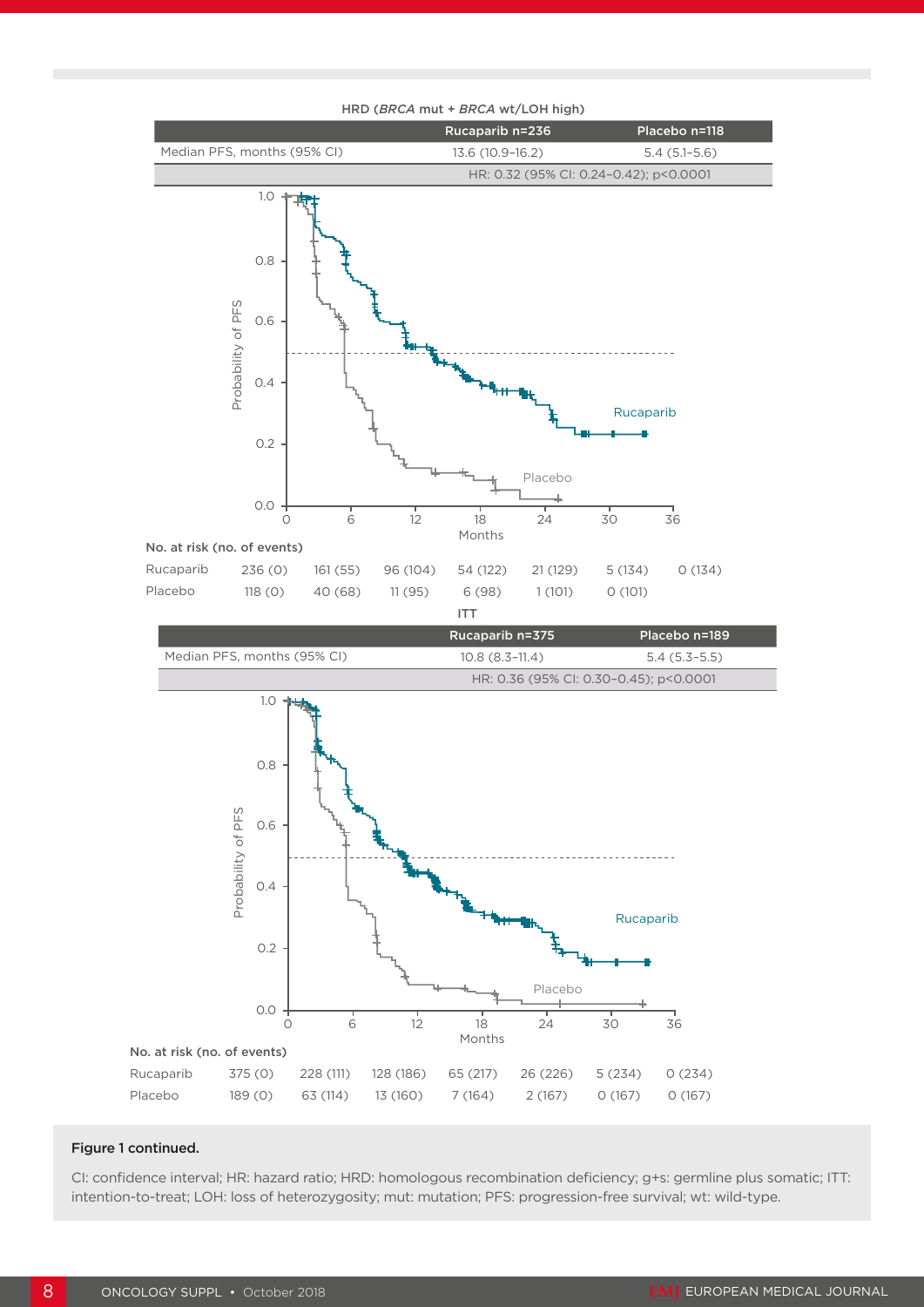HRD (*BRCA* mut + *BRCA* wt/LOH high)

| | Rucaparib n=236 | Placebo n=118 |
|---|---|---|
| Median PFS, months (95% CI) | 13.6 (10.9–16.2) | 5.4 (5.1–5.6) |
| | HR: 0.32 (95% CI: 0.24–0.42); p<0.0001 | |

No. at risk (no. of events)

| | 0 | 6 | 12 | 18 | 24 | 30 | 36 |
|---|---|---|---|---|---|---|---|
| Rucaparib | 236 (0) | 161 (55) | 96 (104) | 54 (122) | 21 (129) | 5 (134) | 0 (134) |
| Placebo | 118 (0) | 40 (68) | 11 (95) | 6 (98) | 1 (101) | 0 (101) | |

ITT

| | Rucaparib n=375 | Placebo n=189 |
|---|---|---|
| Median PFS, months (95% CI) | 10.8 (8.3–11.4) | 5.4 (5.3–5.5) |
| | HR: 0.36 (95% CI: 0.30–0.45); p<0.0001 | |

No. at risk (no. of events)

| | 0 | 6 | 12 | 18 | 24 | 30 | 36 |
|---|---|---|---|---|---|---|---|
| Rucaparib | 375 (0) | 228 (111) | 128 (186) | 65 (217) | 26 (226) | 5 (234) | 0 (234) |
| Placebo | 189 (0) | 63 (114) | 13 (160) | 7 (164) | 2 (167) | 0 (167) | 0 (167) |

**Figure 1 continued.**

CI: confidence interval; HR: hazard ratio; HRD: homologous recombination deficiency; g+s: germline plus somatic; ITT: intention-to-treat; LOH: loss of heterozygosity; mut: mutation; PFS: progression-free survival; wt: wild-type.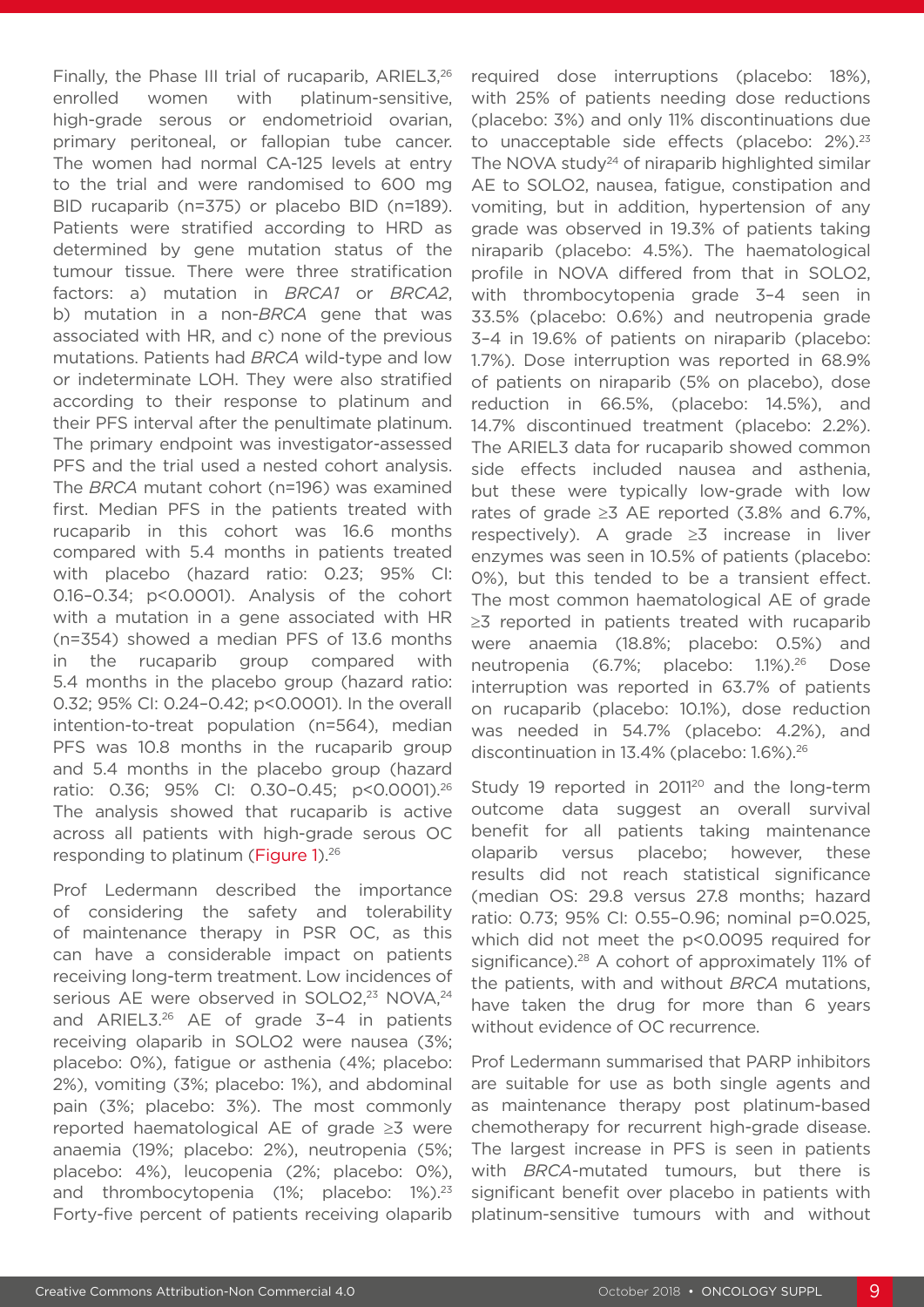Finally, the Phase III trial of rucaparib, ARIEL3,[26] enrolled women with platinum-sensitive, high-grade serous or endometrioid ovarian, primary peritoneal, or fallopian tube cancer. The women had normal CA-125 levels at entry to the trial and were randomised to 600 mg BID rucaparib (n=375) or placebo BID (n=189). Patients were stratified according to HRD as determined by gene mutation status of the tumour tissue. There were three stratification factors: a) mutation in *BRCA1* or *BRCA2*, b) mutation in a non-*BRCA* gene that was associated with HR, and c) none of the previous mutations. Patients had *BRCA* wild-type and low or indeterminate LOH. They were also stratified according to their response to platinum and their PFS interval after the penultimate platinum. The primary endpoint was investigator-assessed PFS and the trial used a nested cohort analysis. The *BRCA* mutant cohort (n=196) was examined first. Median PFS in the patients treated with rucaparib in this cohort was 16.6 months compared with 5.4 months in patients treated with placebo (hazard ratio: 0.23; 95% CI: 0.16–0.34; p<0.0001). Analysis of the cohort with a mutation in a gene associated with HR (n=354) showed a median PFS of 13.6 months in the rucaparib group compared with 5.4 months in the placebo group (hazard ratio: 0.32; 95% CI: 0.24–0.42; p<0.0001). In the overall intention-to-treat population (n=564), median PFS was 10.8 months in the rucaparib group and 5.4 months in the placebo group (hazard ratio: 0.36; 95% CI: 0.30–0.45; p<0.0001).[26] The analysis showed that rucaparib is active across all patients with high-grade serous OC responding to platinum (Figure 1).[26]

Prof Ledermann described the importance of considering the safety and tolerability of maintenance therapy in PSR OC, as this can have a considerable impact on patients receiving long-term treatment. Low incidences of serious AE were observed in SOLO2,[23] NOVA,[24] and ARIEL3.[26] AE of grade 3–4 in patients receiving olaparib in SOLO2 were nausea (3%; placebo: 0%), fatigue or asthenia (4%; placebo: 2%), vomiting (3%; placebo: 1%), and abdominal pain (3%; placebo: 3%). The most commonly reported haematological AE of grade ≥3 were anaemia (19%; placebo: 2%), neutropenia (5%; placebo: 4%), leucopenia (2%; placebo: 0%), and thrombocytopenia (1%; placebo: 1%).[23] Forty-five percent of patients receiving olaparib required dose interruptions (placebo: 18%), with 25% of patients needing dose reductions (placebo: 3%) and only 11% discontinuations due to unacceptable side effects (placebo: 2%).[23] The NOVA study[24] of niraparib highlighted similar AE to SOLO2, nausea, fatigue, constipation and vomiting, but in addition, hypertension of any grade was observed in 19.3% of patients taking niraparib (placebo: 4.5%). The haematological profile in NOVA differed from that in SOLO2, with thrombocytopenia grade 3–4 seen in 33.5% (placebo: 0.6%) and neutropenia grade 3–4 in 19.6% of patients on niraparib (placebo: 1.7%). Dose interruption was reported in 68.9% of patients on niraparib (5% on placebo), dose reduction in 66.5%, (placebo: 14.5%), and 14.7% discontinued treatment (placebo: 2.2%). The ARIEL3 data for rucaparib showed common side effects included nausea and asthenia, but these were typically low-grade with low rates of grade ≥3 AE reported (3.8% and 6.7%, respectively). A grade ≥3 increase in liver enzymes was seen in 10.5% of patients (placebo: 0%), but this tended to be a transient effect. The most common haematological AE of grade ≥3 reported in patients treated with rucaparib were anaemia (18.8%; placebo: 0.5%) and neutropenia (6.7%; placebo: 1.1%).[26] Dose interruption was reported in 63.7% of patients on rucaparib (placebo: 10.1%), dose reduction was needed in 54.7% (placebo: 4.2%), and discontinuation in 13.4% (placebo: 1.6%).[26]

Study 19 reported in 2011[20] and the long-term outcome data suggest an overall survival benefit for all patients taking maintenance olaparib versus placebo; however, these results did not reach statistical significance (median OS: 29.8 versus 27.8 months; hazard ratio: 0.73; 95% CI: 0.55–0.96; nominal p=0.025, which did not meet the p<0.0095 required for significance).[28] A cohort of approximately 11% of the patients, with and without *BRCA* mutations, have taken the drug for more than 6 years without evidence of OC recurrence.

Prof Ledermann summarised that PARP inhibitors are suitable for use as both single agents and as maintenance therapy post platinum-based chemotherapy for recurrent high-grade disease. The largest increase in PFS is seen in patients with *BRCA*-mutated tumours, but there is significant benefit over placebo in patients with platinum-sensitive tumours with and without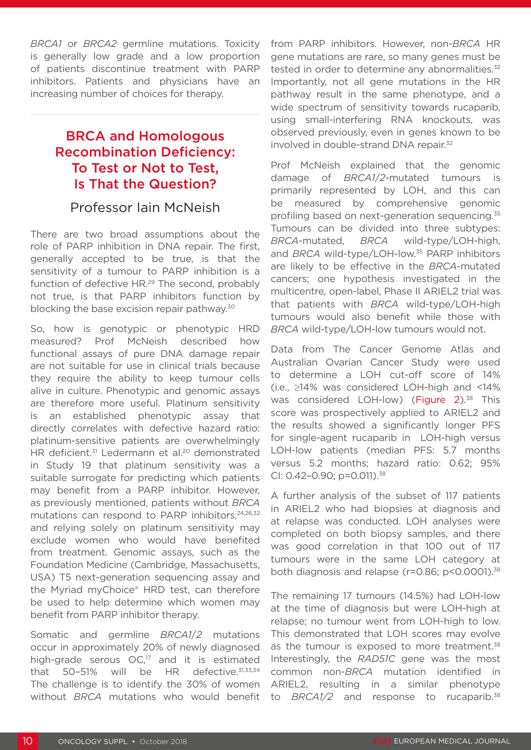*BRCA1* or *BRCA2* germline mutations. Toxicity is generally low grade and a low proportion of patients discontinue treatment with PARP inhibitors. Patients and physicians have an increasing number of choices for therapy.

## BRCA and Homologous Recombination Deficiency: To Test or Not to Test, Is That the Question?

### Professor Iain McNeish

There are two broad assumptions about the role of PARP inhibition in DNA repair. The first, generally accepted to be true, is that the sensitivity of a tumour to PARP inhibition is a function of defective HR.[29] The second, probably not true, is that PARP inhibitors function by blocking the base excision repair pathway.[30]

So, how is genotypic or phenotypic HRD measured? Prof McNeish described how functional assays of pure DNA damage repair are not suitable for use in clinical trials because they require the ability to keep tumour cells alive in culture. Phenotypic and genomic assays are therefore more useful. Platinum sensitivity is an established phenotypic assay that directly correlates with defective hazard ratio: platinum-sensitive patients are overwhelmingly HR deficient.[31] Ledermann et al.[20] demonstrated in Study 19 that platinum sensitivity was a suitable surrogate for predicting which patients may benefit from a PARP inhibitor. However, as previously mentioned, patients without *BRCA* mutations can respond to PARP inhibitors,[24,26,32] and relying solely on platinum sensitivity may exclude women who would have benefited from treatment. Genomic assays, such as the Foundation Medicine (Cambridge, Massachusetts, USA) T5 next-generation sequencing assay and the Myriad myChoice® HRD test, can therefore be used to help determine which women may benefit from PARP inhibitor therapy.

Somatic and germline *BRCA1/2* mutations occur in approximately 20% of newly diagnosed high-grade serous OC,[17] and it is estimated that 50–51% will be HR defective.[31,33,34] The challenge is to identify the 30% of women without *BRCA* mutations who would benefit from PARP inhibitors. However, non-*BRCA* HR gene mutations are rare, so many genes must be tested in order to determine any abnormalities.[32] Importantly, not all gene mutations in the HR pathway result in the same phenotype, and a wide spectrum of sensitivity towards rucaparib, using small-interfering RNA knockouts, was observed previously, even in genes known to be involved in double-strand DNA repair.[32]

Prof McNeish explained that the genomic damage of *BRCA1/2*-mutated tumours is primarily represented by LOH, and this can be measured by comprehensive genomic profiling based on next-generation sequencing.[35] Tumours can be divided into three subtypes: *BRCA*-mutated, *BRCA* wild-type/LOH-high, and *BRCA* wild-type/LOH-low.[35] PARP inhibitors are likely to be effective in the *BRCA*-mutated cancers; one hypothesis investigated in the multicentre, open-label, Phase II ARIEL2 trial was that patients with *BRCA* wild-type/LOH-high tumours would also benefit while those with *BRCA* wild-type/LOH-low tumours would not.

Data from The Cancer Genome Atlas and Australian Ovarian Cancer Study were used to determine a LOH cut-off score of 14% (i.e., ≥14% was considered LOH-high and <14% was considered LOH-low) (Figure 2).[38] This score was prospectively applied to ARIEL2 and the results showed a significantly longer PFS for single-agent rucaparib in LOH-high versus LOH-low patients (median PFS: 5.7 months versus 5.2 months; hazard ratio: 0.62; 95% CI: 0.42–0.90; p=0.011).[38]

A further analysis of the subset of 117 patients in ARIEL2 who had biopsies at diagnosis and at relapse was conducted. LOH analyses were completed on both biopsy samples, and there was good correlation in that 100 out of 117 tumours were in the same LOH category at both diagnosis and relapse (r=0.86; p<0.0001).[38]

The remaining 17 tumours (14.5%) had LOH-low at the time of diagnosis but were LOH-high at relapse; no tumour went from LOH-high to low. This demonstrated that LOH scores may evolve as the tumour is exposed to more treatment.[38] Interestingly, the *RAD51C* gene was the most common non-*BRCA* mutation identified in ARIEL2, resulting in a similar phenotype to *BRCA1/2* and response to rucaparib.[38]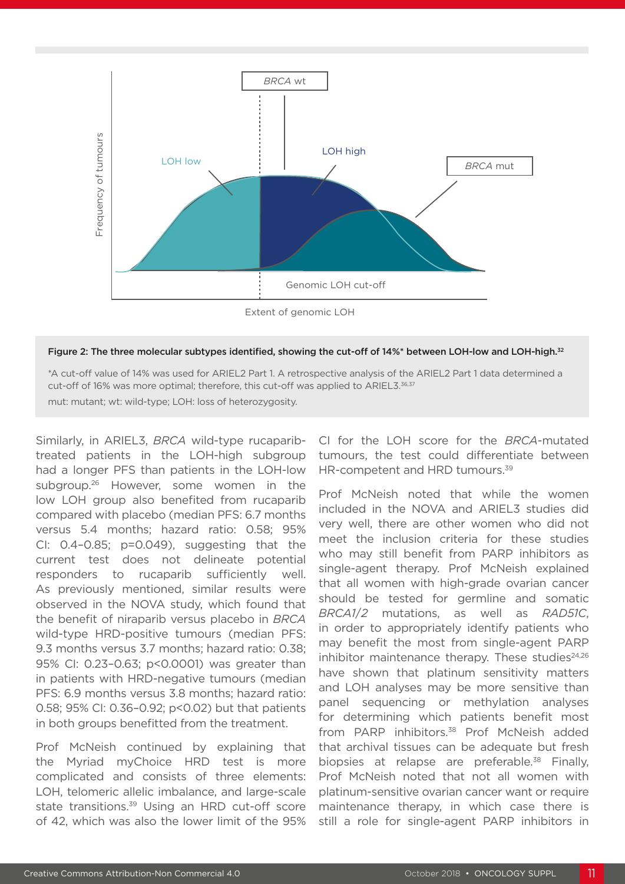**Figure 2: The three molecular subtypes identified, showing the cut-off of 14%* between LOH-low and LOH-high.[32]**

*A cut-off value of 14% was used for ARIEL2 Part 1. A retrospective analysis of the ARIEL2 Part 1 data determined a cut-off of 16% was more optimal; therefore, this cut-off was applied to ARIEL3.[36,37]

mut: mutant; wt: wild-type; LOH: loss of heterozygosity.

Similarly, in ARIEL3, *BRCA* wild-type rucaparib-treated patients in the LOH-high subgroup had a longer PFS than patients in the LOH-low subgroup.[26] However, some women in the low LOH group also benefited from rucaparib compared with placebo (median PFS: 6.7 months versus 5.4 months; hazard ratio: 0.58; 95% CI: 0.4–0.85; p=0.049), suggesting that the current test does not delineate potential responders to rucaparib sufficiently well. As previously mentioned, similar results were observed in the NOVA study, which found that the benefit of niraparib versus placebo in *BRCA* wild-type HRD-positive tumours (median PFS: 9.3 months versus 3.7 months; hazard ratio: 0.38; 95% CI: 0.23–0.63; p<0.0001) was greater than in patients with HRD-negative tumours (median PFS: 6.9 months versus 3.8 months; hazard ratio: 0.58; 95% CI: 0.36–0.92; p<0.02) but that patients in both groups benefitted from the treatment.

Prof McNeish continued by explaining that the Myriad myChoice HRD test is more complicated and consists of three elements: LOH, telomeric allelic imbalance, and large-scale state transitions.[39] Using an HRD cut-off score of 42, which was also the lower limit of the 95% CI for the LOH score for the *BRCA*-mutated tumours, the test could differentiate between HR-competent and HRD tumours.[39]

Prof McNeish noted that while the women included in the NOVA and ARIEL3 studies did very well, there are other women who did not meet the inclusion criteria for these studies who may still benefit from PARP inhibitors as single-agent therapy. Prof McNeish explained that all women with high-grade ovarian cancer should be tested for germline and somatic *BRCA1/2* mutations, as well as *RAD51C*, in order to appropriately identify patients who may benefit the most from single-agent PARP inhibitor maintenance therapy. These studies[24,26] have shown that platinum sensitivity matters and LOH analyses may be more sensitive than panel sequencing or methylation analyses for determining which patients benefit most from PARP inhibitors.[38] Prof McNeish added that archival tissues can be adequate but fresh biopsies at relapse are preferable.[38] Finally, Prof McNeish noted that not all women with platinum-sensitive ovarian cancer want or require maintenance therapy, in which case there is still a role for single-agent PARP inhibitors in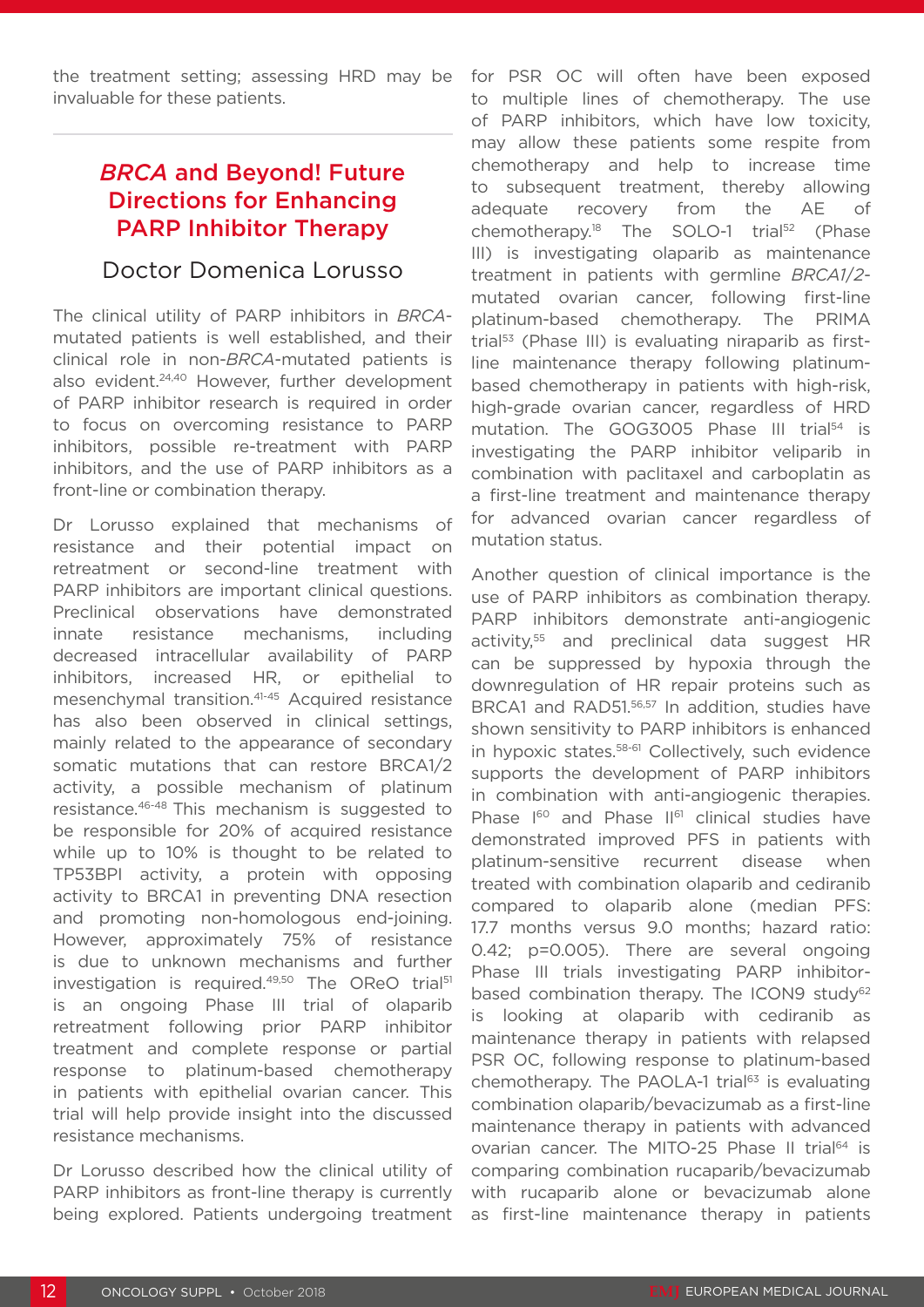the treatment setting; assessing HRD may be invaluable for these patients.

## *BRCA* and Beyond! Future Directions for Enhancing PARP Inhibitor Therapy

### Doctor Domenica Lorusso

The clinical utility of PARP inhibitors in *BRCA*-mutated patients is well established, and their clinical role in non-*BRCA*-mutated patients is also evident.[24,40] However, further development of PARP inhibitor research is required in order to focus on overcoming resistance to PARP inhibitors, possible re-treatment with PARP inhibitors, and the use of PARP inhibitors as a front-line or combination therapy.

Dr Lorusso explained that mechanisms of resistance and their potential impact on retreatment or second-line treatment with PARP inhibitors are important clinical questions. Preclinical observations have demonstrated innate resistance mechanisms, including decreased intracellular availability of PARP inhibitors, increased HR, or epithelial to mesenchymal transition.[41-45] Acquired resistance has also been observed in clinical settings, mainly related to the appearance of secondary somatic mutations that can restore BRCA1/2 activity, a possible mechanism of platinum resistance.[46-48] This mechanism is suggested to be responsible for 20% of acquired resistance while up to 10% is thought to be related to TP53BPI activity, a protein with opposing activity to BRCA1 in preventing DNA resection and promoting non-homologous end-joining. However, approximately 75% of resistance is due to unknown mechanisms and further investigation is required.[49,50] The OReO trial[51] is an ongoing Phase III trial of olaparib retreatment following prior PARP inhibitor treatment and complete response or partial response to platinum-based chemotherapy in patients with epithelial ovarian cancer. This trial will help provide insight into the discussed resistance mechanisms.

Dr Lorusso described how the clinical utility of PARP inhibitors as front-line therapy is currently being explored. Patients undergoing treatment for PSR OC will often have been exposed to multiple lines of chemotherapy. The use of PARP inhibitors, which have low toxicity, may allow these patients some respite from chemotherapy and help to increase time to subsequent treatment, thereby allowing adequate recovery from the AE of chemotherapy.[18] The SOLO-1 trial[52] (Phase III) is investigating olaparib as maintenance treatment in patients with germline *BRCA1/2*-mutated ovarian cancer, following first-line platinum-based chemotherapy. The PRIMA trial[53] (Phase III) is evaluating niraparib as first-line maintenance therapy following platinum-based chemotherapy in patients with high-risk, high-grade ovarian cancer, regardless of HRD mutation. The GOG3005 Phase III trial[54] is investigating the PARP inhibitor veliparib in combination with paclitaxel and carboplatin as a first-line treatment and maintenance therapy for advanced ovarian cancer regardless of mutation status.

Another question of clinical importance is the use of PARP inhibitors as combination therapy. PARP inhibitors demonstrate anti-angiogenic activity,[55] and preclinical data suggest HR can be suppressed by hypoxia through the downregulation of HR repair proteins such as BRCA1 and RAD51.[56,57] In addition, studies have shown sensitivity to PARP inhibitors is enhanced in hypoxic states.[58-61] Collectively, such evidence supports the development of PARP inhibitors in combination with anti-angiogenic therapies. Phase I[60] and Phase II[61] clinical studies have demonstrated improved PFS in patients with platinum-sensitive recurrent disease when treated with combination olaparib and cediranib compared to olaparib alone (median PFS: 17.7 months versus 9.0 months; hazard ratio: 0.42; p=0.005). There are several ongoing Phase III trials investigating PARP inhibitor-based combination therapy. The ICON9 study[62] is looking at olaparib with cediranib as maintenance therapy in patients with relapsed PSR OC, following response to platinum-based chemotherapy. The PAOLA-1 trial[63] is evaluating combination olaparib/bevacizumab as a first-line maintenance therapy in patients with advanced ovarian cancer. The MITO-25 Phase II trial[64] is comparing combination rucaparib/bevacizumab with rucaparib alone or bevacizumab alone as first-line maintenance therapy in patients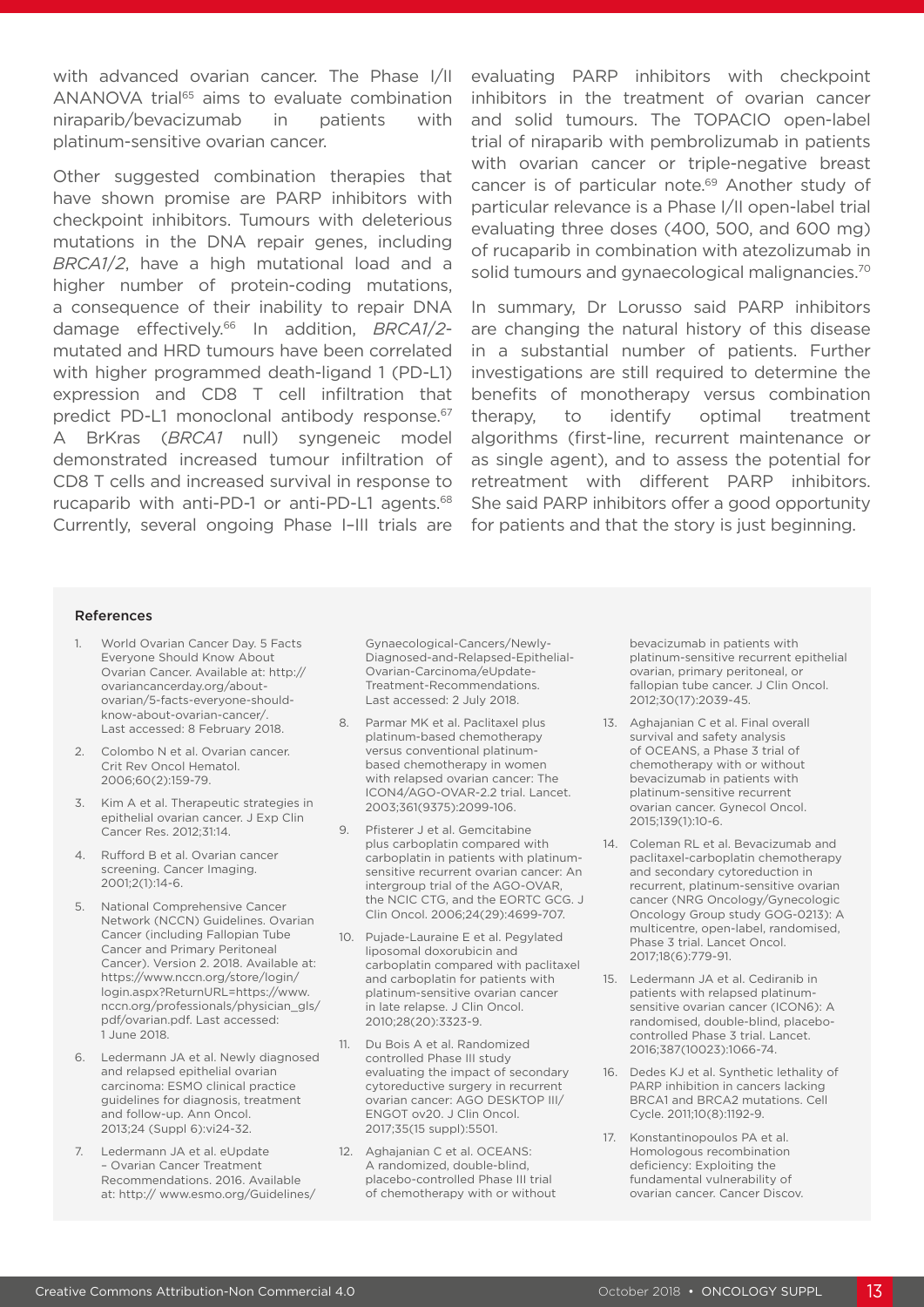with advanced ovarian cancer. The Phase I/II ANANOVA trial[65] aims to evaluate combination niraparib/bevacizumab in patients with platinum-sensitive ovarian cancer.

Other suggested combination therapies that have shown promise are PARP inhibitors with checkpoint inhibitors. Tumours with deleterious mutations in the DNA repair genes, including *BRCA1/2*, have a high mutational load and a higher number of protein-coding mutations, a consequence of their inability to repair DNA damage effectively.[66] In addition, *BRCA1/2*-mutated and HRD tumours have been correlated with higher programmed death-ligand 1 (PD-L1) expression and CD8 T cell infiltration that predict PD-L1 monoclonal antibody response.[67] A BrKras (*BRCA1* null) syngeneic model demonstrated increased tumour infiltration of CD8 T cells and increased survival in response to rucaparib with anti-PD-1 or anti-PD-L1 agents.[68] Currently, several ongoing Phase I–III trials are evaluating PARP inhibitors with checkpoint inhibitors in the treatment of ovarian cancer and solid tumours. The TOPACIO open-label trial of niraparib with pembrolizumab in patients with ovarian cancer or triple-negative breast cancer is of particular note.[69] Another study of particular relevance is a Phase I/II open-label trial evaluating three doses (400, 500, and 600 mg) of rucaparib in combination with atezolizumab in solid tumours and gynaecological malignancies.[70]

In summary, Dr Lorusso said PARP inhibitors are changing the natural history of this disease in a substantial number of patients. Further investigations are still required to determine the benefits of monotherapy versus combination therapy, to identify optimal treatment algorithms (first-line, recurrent maintenance or as single agent), and to assess the potential for retreatment with different PARP inhibitors. She said PARP inhibitors offer a good opportunity for patients and that the story is just beginning.

#### References

1. World Ovarian Cancer Day. 5 Facts Everyone Should Know About Ovarian Cancer. Available at: http://ovariancancerday.org/about-ovarian/5-facts-everyone-should-know-about-ovarian-cancer/. Last accessed: 8 February 2018.
2. Colombo N et al. Ovarian cancer. Crit Rev Oncol Hematol. 2006;60(2):159-79.
3. Kim A et al. Therapeutic strategies in epithelial ovarian cancer. J Exp Clin Cancer Res. 2012;31:14.
4. Rufford B et al. Ovarian cancer screening. Cancer Imaging. 2001;2(1):14-6.
5. National Comprehensive Cancer Network (NCCN) Guidelines. Ovarian Cancer (including Fallopian Tube Cancer and Primary Peritoneal Cancer). Version 2. 2018. Available at: https://www.nccn.org/store/login/login.aspx?ReturnURL=https://www.nccn.org/professionals/physician_gls/pdf/ovarian.pdf. Last accessed: 1 June 2018.
6. Ledermann JA et al. Newly diagnosed and relapsed epithelial ovarian carcinoma: ESMO clinical practice guidelines for diagnosis, treatment and follow-up. Ann Oncol. 2013;24 (Suppl 6):vi24-32.
7. Ledermann JA et al. eUpdate – Ovarian Cancer Treatment Recommendations. 2016. Available at: http:// www.esmo.org/Guidelines/Gynaecological-Cancers/Newly-Diagnosed-and-Relapsed-Epithelial-Ovarian-Carcinoma/eUpdate-Treatment-Recommendations. Last accessed: 2 July 2018.
8. Parmar MK et al. Paclitaxel plus platinum-based chemotherapy versus conventional platinum-based chemotherapy in women with relapsed ovarian cancer: The ICON4/AGO-OVAR-2.2 trial. Lancet. 2003;361(9375):2099-106.
9. Pfisterer J et al. Gemcitabine plus carboplatin compared with carboplatin in patients with platinum-sensitive recurrent ovarian cancer: An intergroup trial of the AGO-OVAR, the NCIC CTG, and the EORTC GCG. J Clin Oncol. 2006;24(29):4699-707.
10. Pujade-Lauraine E et al. Pegylated liposomal doxorubicin and carboplatin compared with paclitaxel and carboplatin for patients with platinum-sensitive ovarian cancer in late relapse. J Clin Oncol. 2010;28(20):3323-9.
11. Du Bois A et al. Randomized controlled Phase III study evaluating the impact of secondary cytoreductive surgery in recurrent ovarian cancer: AGO DESKTOP III/ENGOT ov20. J Clin Oncol. 2017;35(15 suppl):5501.
12. Aghajanian C et al. OCEANS: A randomized, double-blind, placebo-controlled Phase III trial of chemotherapy with or without bevacizumab in patients with platinum-sensitive recurrent epithelial ovarian, primary peritoneal, or fallopian tube cancer. J Clin Oncol. 2012;30(17):2039-45.
13. Aghajanian C et al. Final overall survival and safety analysis of OCEANS, a Phase 3 trial of chemotherapy with or without bevacizumab in patients with platinum-sensitive recurrent ovarian cancer. Gynecol Oncol. 2015;139(1):10-6.
14. Coleman RL et al. Bevacizumab and paclitaxel-carboplatin chemotherapy and secondary cytoreduction in recurrent, platinum-sensitive ovarian cancer (NRG Oncology/Gynecologic Oncology Group study GOG-0213): A multicentre, open-label, randomised, Phase 3 trial. Lancet Oncol. 2017;18(6):779-91.
15. Ledermann JA et al. Cediranib in patients with relapsed platinum-sensitive ovarian cancer (ICON6): A randomised, double-blind, placebo-controlled Phase 3 trial. Lancet. 2016;387(10023):1066-74.
16. Dedes KJ et al. Synthetic lethality of PARP inhibition in cancers lacking BRCA1 and BRCA2 mutations. Cell Cycle. 2011;10(8):1192-9.
17. Konstantinopoulos PA et al. Homologous recombination deficiency: Exploiting the fundamental vulnerability of ovarian cancer. Cancer Discov.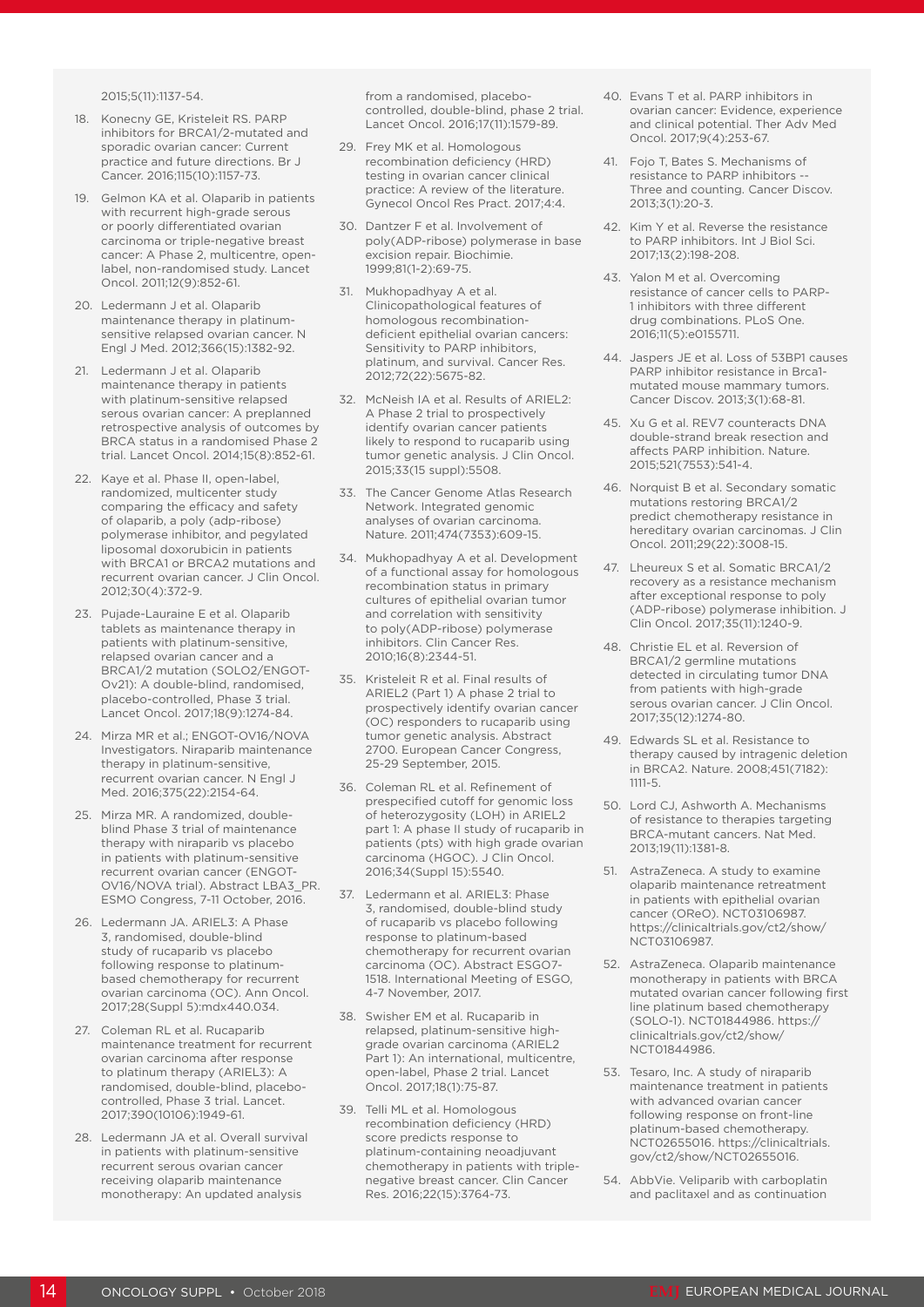2015;5(11):1137-54.

18. Konecny GE, Kristeleit RS. PARP inhibitors for BRCA1/2-mutated and sporadic ovarian cancer: Current practice and future directions. Br J Cancer. 2016;115(10):1157-73.
19. Gelmon KA et al. Olaparib in patients with recurrent high-grade serous or poorly differentiated ovarian carcinoma or triple-negative breast cancer: A Phase 2, multicentre, open-label, non-randomised study. Lancet Oncol. 2011;12(9):852-61.
20. Ledermann J et al. Olaparib maintenance therapy in platinum-sensitive relapsed ovarian cancer. N Engl J Med. 2012;366(15):1382-92.
21. Ledermann J et al. Olaparib maintenance therapy in patients with platinum-sensitive relapsed serous ovarian cancer: A preplanned retrospective analysis of outcomes by BRCA status in a randomised Phase 2 trial. Lancet Oncol. 2014;15(8):852-61.
22. Kaye et al. Phase II, open-label, randomized, multicenter study comparing the efficacy and safety of olaparib, a poly (adp-ribose) polymerase inhibitor, and pegylated liposomal doxorubicin in patients with BRCA1 or BRCA2 mutations and recurrent ovarian cancer. J Clin Oncol. 2012;30(4):372-9.
23. Pujade-Lauraine E et al. Olaparib tablets as maintenance therapy in patients with platinum-sensitive, relapsed ovarian cancer and a BRCA1/2 mutation (SOLO2/ENGOT-Ov21): A double-blind, randomised, placebo-controlled, Phase 3 trial. Lancet Oncol. 2017;18(9):1274-84.
24. Mirza MR et al.; ENGOT-OV16/NOVA Investigators. Niraparib maintenance therapy in platinum-sensitive, recurrent ovarian cancer. N Engl J Med. 2016;375(22):2154-64.
25. Mirza MR. A randomized, double-blind Phase 3 trial of maintenance therapy with niraparib vs placebo in patients with platinum-sensitive recurrent ovarian cancer (ENGOT-OV16/NOVA trial). Abstract LBA3_PR. ESMO Congress, 7-11 October, 2016.
26. Ledermann JA. ARIEL3: A Phase 3, randomised, double-blind study of rucaparib vs placebo following response to platinum-based chemotherapy for recurrent ovarian carcinoma (OC). Ann Oncol. 2017;28(Suppl 5):mdx440.034.
27. Coleman RL et al. Rucaparib maintenance treatment for recurrent ovarian carcinoma after response to platinum therapy (ARIEL3): A randomised, double-blind, placebo-controlled, Phase 3 trial. Lancet. 2017;390(10106):1949-61.
28. Ledermann JA et al. Overall survival in patients with platinum-sensitive recurrent serous ovarian cancer receiving olaparib maintenance monotherapy: An updated analysis from a randomised, placebo-controlled, double-blind, phase 2 trial. Lancet Oncol. 2016;17(11):1579-89.
29. Frey MK et al. Homologous recombination deficiency (HRD) testing in ovarian cancer clinical practice: A review of the literature. Gynecol Oncol Res Pract. 2017;4:4.
30. Dantzer F et al. Involvement of poly(ADP-ribose) polymerase in base excision repair. Biochimie. 1999;81(1-2):69-75.
31. Mukhopadhyay A et al. Clinicopathological features of homologous recombination-deficient epithelial ovarian cancers: Sensitivity to PARP inhibitors, platinum, and survival. Cancer Res. 2012;72(22):5675-82.
32. McNeish IA et al. Results of ARIEL2: A Phase 2 trial to prospectively identify ovarian cancer patients likely to respond to rucaparib using tumor genetic analysis. J Clin Oncol. 2015;33(15 suppl):5508.
33. The Cancer Genome Atlas Research Network. Integrated genomic analyses of ovarian carcinoma. Nature. 2011;474(7353):609-15.
34. Mukhopadhyay A et al. Development of a functional assay for homologous recombination status in primary cultures of epithelial ovarian tumor and correlation with sensitivity to poly(ADP-ribose) polymerase inhibitors. Clin Cancer Res. 2010;16(8):2344-51.
35. Kristeleit R et al. Final results of ARIEL2 (Part 1) A phase 2 trial to prospectively identify ovarian cancer (OC) responders to rucaparib using tumor genetic analysis. Abstract 2700. European Cancer Congress, 25-29 September, 2015.
36. Coleman RL et al. Refinement of prespecified cutoff for genomic loss of heterozygosity (LOH) in ARIEL2 part 1: A phase II study of rucaparib in patients (pts) with high grade ovarian carcinoma (HGOC). J Clin Oncol. 2016;34(Suppl 15):5540.
37. Ledermann et al. ARIEL3: Phase 3, randomised, double-blind study of rucaparib vs placebo following response to platinum-based chemotherapy for recurrent ovarian carcinoma (OC). Abstract ESGO7-1518. International Meeting of ESGO, 4-7 November, 2017.
38. Swisher EM et al. Rucaparib in relapsed, platinum-sensitive high-grade ovarian carcinoma (ARIEL2 Part 1): An international, multicentre, open-label, Phase 2 trial. Lancet Oncol. 2017;18(1):75-87.
39. Telli ML et al. Homologous recombination deficiency (HRD) score predicts response to platinum-containing neoadjuvant chemotherapy in patients with triple-negative breast cancer. Clin Cancer Res. 2016;22(15):3764-73.
40. Evans T et al. PARP inhibitors in ovarian cancer: Evidence, experience and clinical potential. Ther Adv Med Oncol. 2017;9(4):253-67.
41. Fojo T, Bates S. Mechanisms of resistance to PARP inhibitors -- Three and counting. Cancer Discov. 2013;3(1):20-3.
42. Kim Y et al. Reverse the resistance to PARP inhibitors. Int J Biol Sci. 2017;13(2):198-208.
43. Yalon M et al. Overcoming resistance of cancer cells to PARP-1 inhibitors with three different drug combinations. PLoS One. 2016;11(5):e0155711.
44. Jaspers JE et al. Loss of 53BP1 causes PARP inhibitor resistance in Brca1-mutated mouse mammary tumors. Cancer Discov. 2013;3(1):68-81.
45. Xu G et al. REV7 counteracts DNA double-strand break resection and affects PARP inhibition. Nature. 2015;521(7553):541-4.
46. Norquist B et al. Secondary somatic mutations restoring BRCA1/2 predict chemotherapy resistance in hereditary ovarian carcinomas. J Clin Oncol. 2011;29(22):3008-15.
47. Lheureux S et al. Somatic BRCA1/2 recovery as a resistance mechanism after exceptional response to poly (ADP-ribose) polymerase inhibition. J Clin Oncol. 2017;35(11):1240-9.
48. Christie EL et al. Reversion of BRCA1/2 germline mutations detected in circulating tumor DNA from patients with high-grade serous ovarian cancer. J Clin Oncol. 2017;35(12):1274-80.
49. Edwards SL et al. Resistance to therapy caused by intragenic deletion in BRCA2. Nature. 2008;451(7182):1111-5.
50. Lord CJ, Ashworth A. Mechanisms of resistance to therapies targeting BRCA-mutant cancers. Nat Med. 2013;19(11):1381-8.
51. AstraZeneca. A study to examine olaparib maintenance retreatment in patients with epithelial ovarian cancer (OReO). NCT03106987. https://clinicaltrials.gov/ct2/show/NCT03106987.
52. AstraZeneca. Olaparib maintenance monotherapy in patients with BRCA mutated ovarian cancer following first line platinum based chemotherapy (SOLO-1). NCT01844986. https://clinicaltrials.gov/ct2/show/NCT01844986.
53. Tesaro, Inc. A study of niraparib maintenance treatment in patients with advanced ovarian cancer following response on front-line platinum-based chemotherapy. NCT02655016. https://clinicaltrials.gov/ct2/show/NCT02655016.
54. AbbVie. Veliparib with carboplatin and paclitaxel and as continuation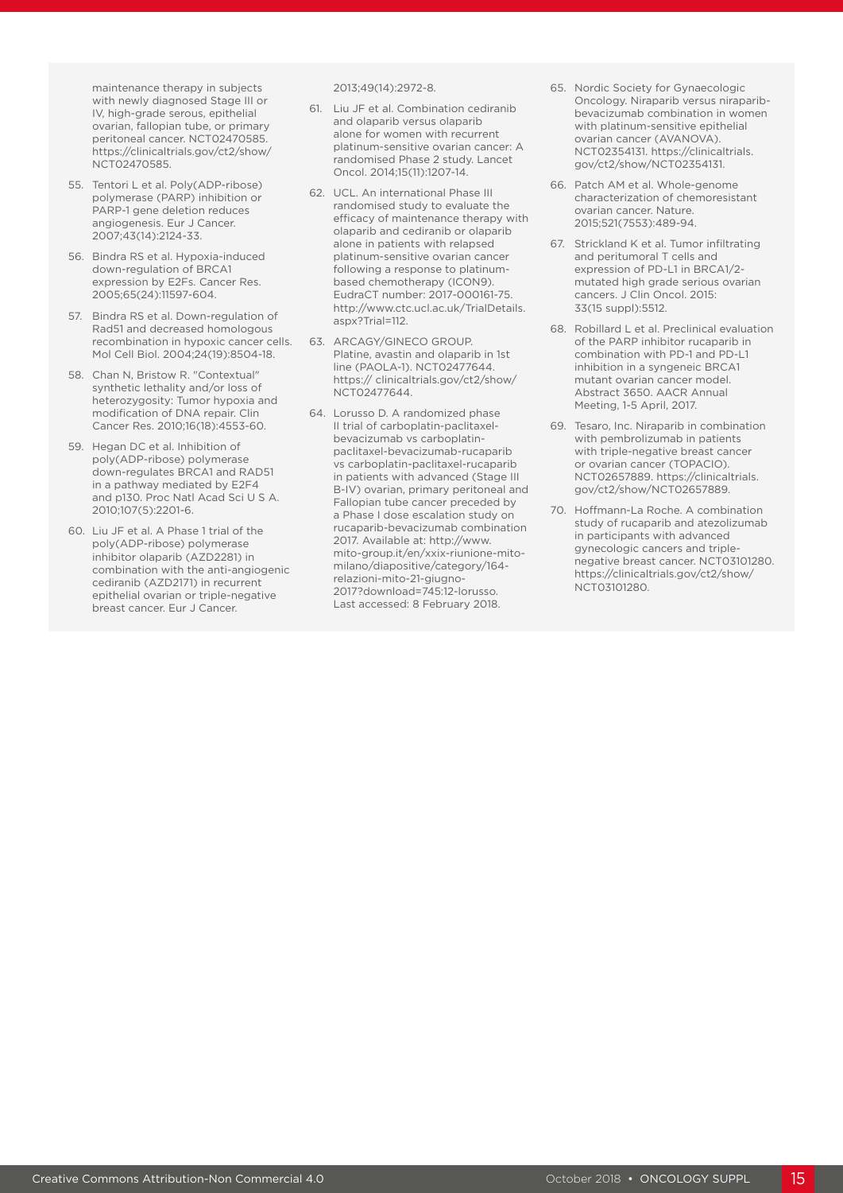maintenance therapy in subjects with newly diagnosed Stage III or IV, high-grade serous, epithelial ovarian, fallopian tube, or primary peritoneal cancer. NCT02470585. https://clinicaltrials.gov/ct2/show/NCT02470585.

55. Tentori L et al. Poly(ADP-ribose) polymerase (PARP) inhibition or PARP-1 gene deletion reduces angiogenesis. Eur J Cancer. 2007;43(14):2124-33.
56. Bindra RS et al. Hypoxia-induced down-regulation of BRCA1 expression by E2Fs. Cancer Res. 2005;65(24):11597-604.
57. Bindra RS et al. Down-regulation of Rad51 and decreased homologous recombination in hypoxic cancer cells. Mol Cell Biol. 2004;24(19):8504-18.
58. Chan N, Bristow R. "Contextual" synthetic lethality and/or loss of heterozygosity: Tumor hypoxia and modification of DNA repair. Clin Cancer Res. 2010;16(18):4553-60.
59. Hegan DC et al. Inhibition of poly(ADP-ribose) polymerase down-regulates BRCA1 and RAD51 in a pathway mediated by E2F4 and p130. Proc Natl Acad Sci U S A. 2010;107(5):2201-6.
60. Liu JF et al. A Phase 1 trial of the poly(ADP-ribose) polymerase inhibitor olaparib (AZD2281) in combination with the anti-angiogenic cediranib (AZD2171) in recurrent epithelial ovarian or triple-negative breast cancer. Eur J Cancer. 2013;49(14):2972-8.
61. Liu JF et al. Combination cediranib and olaparib versus olaparib alone for women with recurrent platinum-sensitive ovarian cancer: A randomised Phase 2 study. Lancet Oncol. 2014;15(11):1207-14.
62. UCL. An international Phase III randomised study to evaluate the efficacy of maintenance therapy with olaparib and cediranib or olaparib alone in patients with relapsed platinum-sensitive ovarian cancer following a response to platinum-based chemotherapy (ICON9). EudraCT number: 2017-000161-75. http://www.ctc.ucl.ac.uk/TrialDetails.aspx?Trial=112.
63. ARCAGY/GINECO GROUP. Platine, avastin and olaparib in 1st line (PAOLA-1). NCT02477644. https:// clinicaltrials.gov/ct2/show/NCT02477644.
64. Lorusso D. A randomized phase II trial of carboplatin-paclitaxel-bevacizumab vs carboplatin-paclitaxel-bevacizumab-rucaparib vs carboplatin-paclitaxel-rucaparib in patients with advanced (Stage III B-IV) ovarian, primary peritoneal and Fallopian tube cancer preceded by a Phase I dose escalation study on rucaparib-bevacizumab combination 2017. Available at: http://www.mito-group.it/en/xxix-riunione-mito-milano/diapositive/category/164-relazioni-mito-21-giugno-2017?download=745:12-lorusso. Last accessed: 8 February 2018.
65. Nordic Society for Gynaecologic Oncology. Niraparib versus niraparib-bevacizumab combination in women with platinum-sensitive epithelial ovarian cancer (AVANOVA). NCT02354131. https://clinicaltrials.gov/ct2/show/NCT02354131.
66. Patch AM et al. Whole-genome characterization of chemoresistant ovarian cancer. Nature. 2015;521(7553):489-94.
67. Strickland K et al. Tumor infiltrating and peritumoral T cells and expression of PD-L1 in BRCA1/2-mutated high grade serious ovarian cancers. J Clin Oncol. 2015: 33(15 suppl):5512.
68. Robillard L et al. Preclinical evaluation of the PARP inhibitor rucaparib in combination with PD-1 and PD-L1 inhibition in a syngeneic BRCA1 mutant ovarian cancer model. Abstract 3650. AACR Annual Meeting, 1-5 April, 2017.
69. Tesaro, Inc. Niraparib in combination with pembrolizumab in patients with triple-negative breast cancer or ovarian cancer (TOPACIO). NCT02657889. https://clinicaltrials.gov/ct2/show/NCT02657889.
70. Hoffmann-La Roche. A combination study of rucaparib and atezolizumab in participants with advanced gynecologic cancers and triple-negative breast cancer. NCT03101280. https://clinicaltrials.gov/ct2/show/NCT03101280.